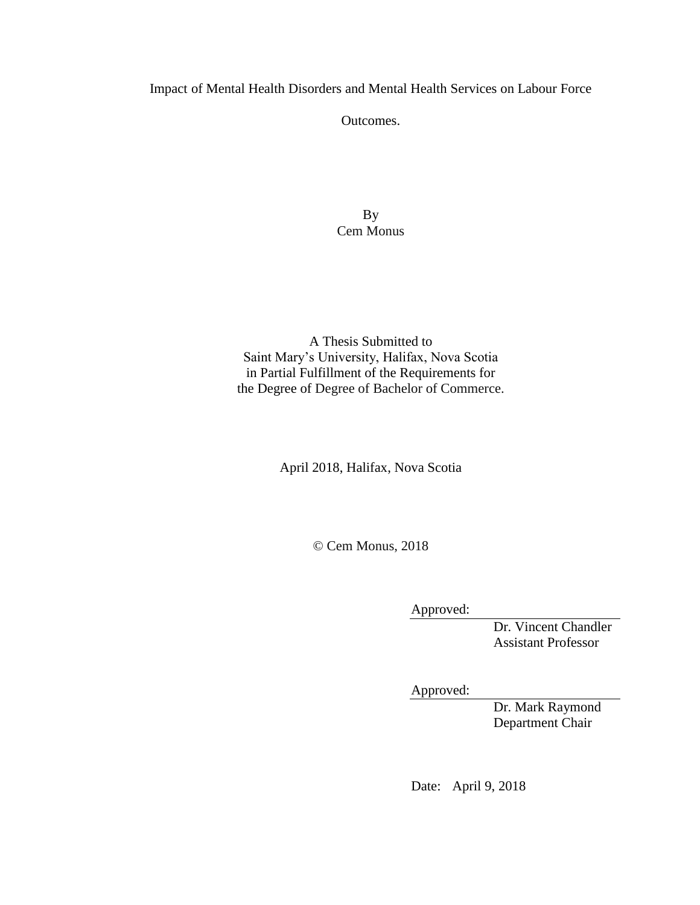# Impact of Mental Health Disorders and Mental Health Services on Labour Force Outcomes.

By
Cem Monus

A Thesis Submitted to
Saint Mary's University, Halifax, Nova Scotia
in Partial Fulfillment of the Requirements for
the Degree of Degree of Bachelor of Commerce.

April 2018, Halifax, Nova Scotia

© Cem Monus, 2018

Approved: ____________________
Dr. Vincent Chandler
Assistant Professor

Approved: ____________________
Dr. Mark Raymond
Department Chair

Date: April 9, 2018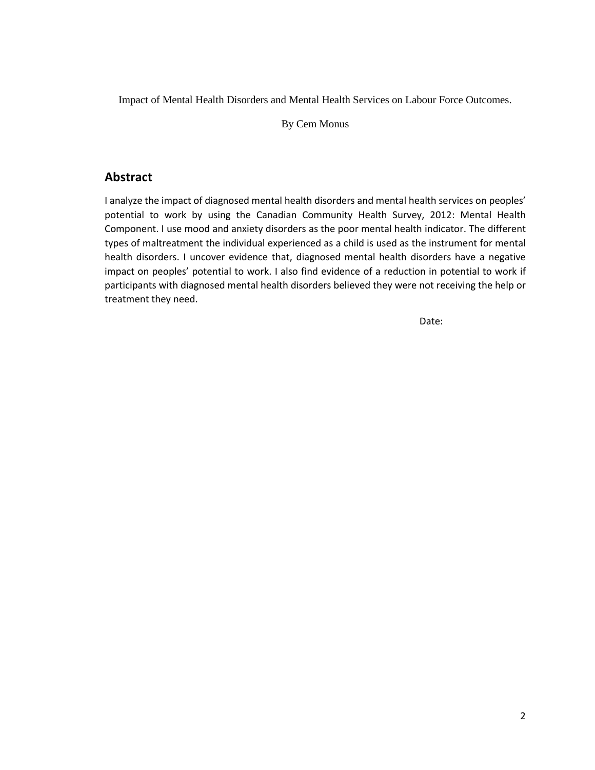Impact of Mental Health Disorders and Mental Health Services on Labour Force Outcomes.

By Cem Monus

## Abstract

I analyze the impact of diagnosed mental health disorders and mental health services on peoples' potential to work by using the Canadian Community Health Survey, 2012: Mental Health Component. I use mood and anxiety disorders as the poor mental health indicator. The different types of maltreatment the individual experienced as a child is used as the instrument for mental health disorders. I uncover evidence that, diagnosed mental health disorders have a negative impact on peoples' potential to work. I also find evidence of a reduction in potential to work if participants with diagnosed mental health disorders believed they were not receiving the help or treatment they need.

Date: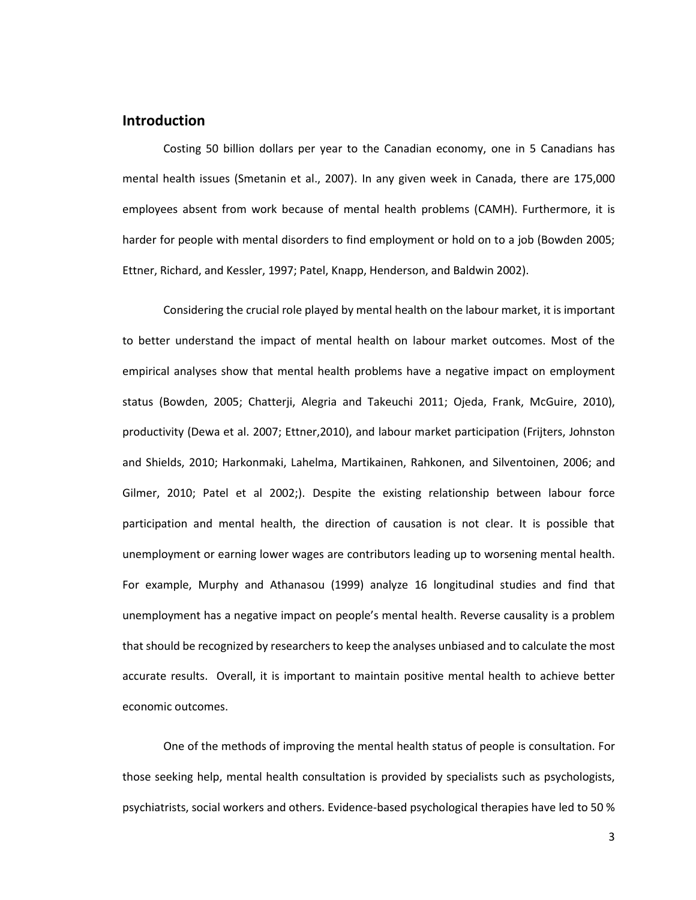## Introduction

Costing 50 billion dollars per year to the Canadian economy, one in 5 Canadians has mental health issues (Smetanin et al., 2007). In any given week in Canada, there are 175,000 employees absent from work because of mental health problems (CAMH). Furthermore, it is harder for people with mental disorders to find employment or hold on to a job (Bowden 2005; Ettner, Richard, and Kessler, 1997; Patel, Knapp, Henderson, and Baldwin 2002).

Considering the crucial role played by mental health on the labour market, it is important to better understand the impact of mental health on labour market outcomes. Most of the empirical analyses show that mental health problems have a negative impact on employment status (Bowden, 2005; Chatterji, Alegria and Takeuchi 2011; Ojeda, Frank, McGuire, 2010), productivity (Dewa et al. 2007; Ettner,2010), and labour market participation (Frijters, Johnston and Shields, 2010; Harkonmaki, Lahelma, Martikainen, Rahkonen, and Silventoinen, 2006; and Gilmer, 2010; Patel et al 2002;). Despite the existing relationship between labour force participation and mental health, the direction of causation is not clear. It is possible that unemployment or earning lower wages are contributors leading up to worsening mental health. For example, Murphy and Athanasou (1999) analyze 16 longitudinal studies and find that unemployment has a negative impact on people's mental health. Reverse causality is a problem that should be recognized by researchers to keep the analyses unbiased and to calculate the most accurate results. Overall, it is important to maintain positive mental health to achieve better economic outcomes.

One of the methods of improving the mental health status of people is consultation. For those seeking help, mental health consultation is provided by specialists such as psychologists, psychiatrists, social workers and others. Evidence-based psychological therapies have led to 50 %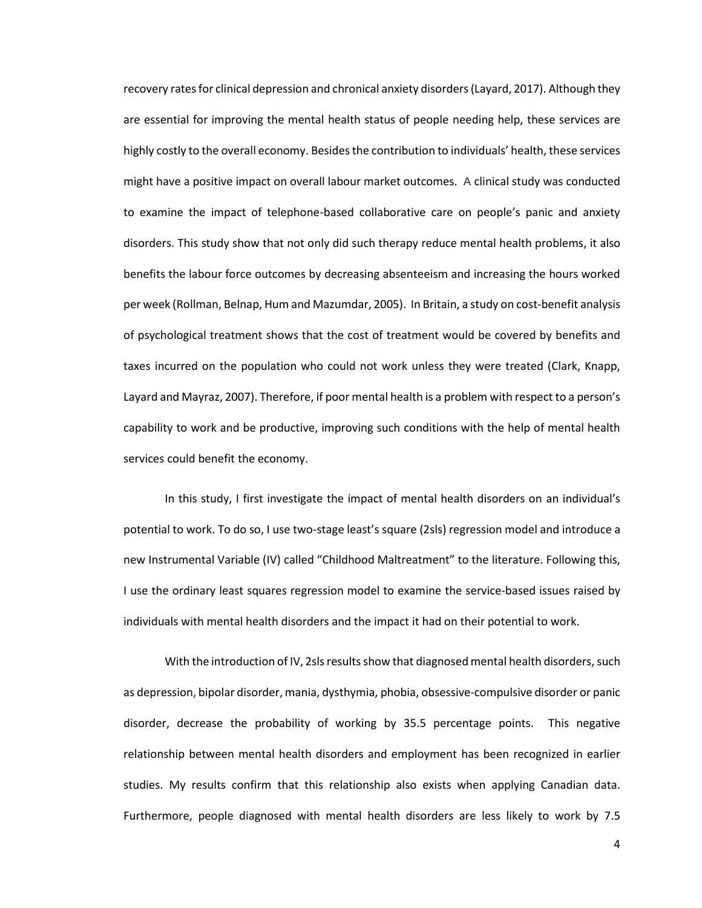recovery rates for clinical depression and chronical anxiety disorders (Layard, 2017). Although they are essential for improving the mental health status of people needing help, these services are highly costly to the overall economy. Besides the contribution to individuals' health, these services might have a positive impact on overall labour market outcomes. A clinical study was conducted to examine the impact of telephone-based collaborative care on people's panic and anxiety disorders. This study show that not only did such therapy reduce mental health problems, it also benefits the labour force outcomes by decreasing absenteeism and increasing the hours worked per week (Rollman, Belnap, Hum and Mazumdar, 2005). In Britain, a study on cost-benefit analysis of psychological treatment shows that the cost of treatment would be covered by benefits and taxes incurred on the population who could not work unless they were treated (Clark, Knapp, Layard and Mayraz, 2007). Therefore, if poor mental health is a problem with respect to a person's capability to work and be productive, improving such conditions with the help of mental health services could benefit the economy.

In this study, I first investigate the impact of mental health disorders on an individual's potential to work. To do so, I use two-stage least's square (2sls) regression model and introduce a new Instrumental Variable (IV) called "Childhood Maltreatment" to the literature. Following this, I use the ordinary least squares regression model to examine the service-based issues raised by individuals with mental health disorders and the impact it had on their potential to work.

With the introduction of IV, 2sls results show that diagnosed mental health disorders, such as depression, bipolar disorder, mania, dysthymia, phobia, obsessive-compulsive disorder or panic disorder, decrease the probability of working by 35.5 percentage points. This negative relationship between mental health disorders and employment has been recognized in earlier studies. My results confirm that this relationship also exists when applying Canadian data. Furthermore, people diagnosed with mental health disorders are less likely to work by 7.5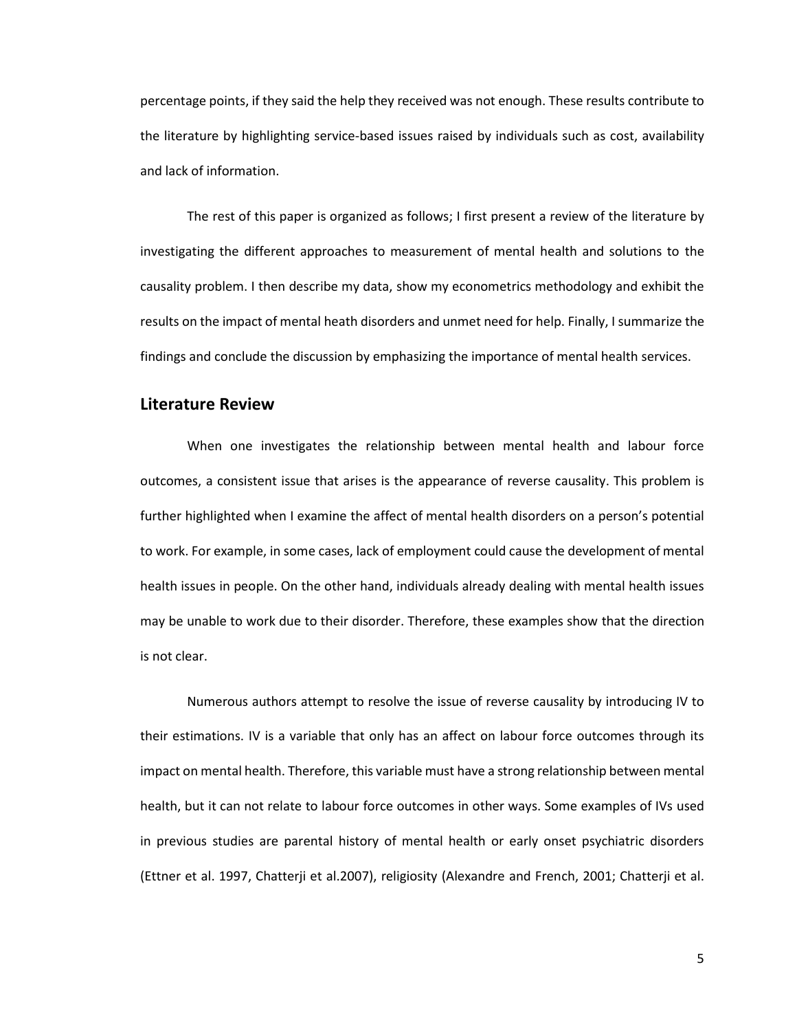percentage points, if they said the help they received was not enough. These results contribute to the literature by highlighting service-based issues raised by individuals such as cost, availability and lack of information.

The rest of this paper is organized as follows; I first present a review of the literature by investigating the different approaches to measurement of mental health and solutions to the causality problem. I then describe my data, show my econometrics methodology and exhibit the results on the impact of mental heath disorders and unmet need for help. Finally, I summarize the findings and conclude the discussion by emphasizing the importance of mental health services.

## Literature Review

When one investigates the relationship between mental health and labour force outcomes, a consistent issue that arises is the appearance of reverse causality. This problem is further highlighted when I examine the affect of mental health disorders on a person's potential to work. For example, in some cases, lack of employment could cause the development of mental health issues in people. On the other hand, individuals already dealing with mental health issues may be unable to work due to their disorder. Therefore, these examples show that the direction is not clear.

Numerous authors attempt to resolve the issue of reverse causality by introducing IV to their estimations. IV is a variable that only has an affect on labour force outcomes through its impact on mental health. Therefore, this variable must have a strong relationship between mental health, but it can not relate to labour force outcomes in other ways. Some examples of IVs used in previous studies are parental history of mental health or early onset psychiatric disorders (Ettner et al. 1997, Chatterji et al.2007), religiosity (Alexandre and French, 2001; Chatterji et al.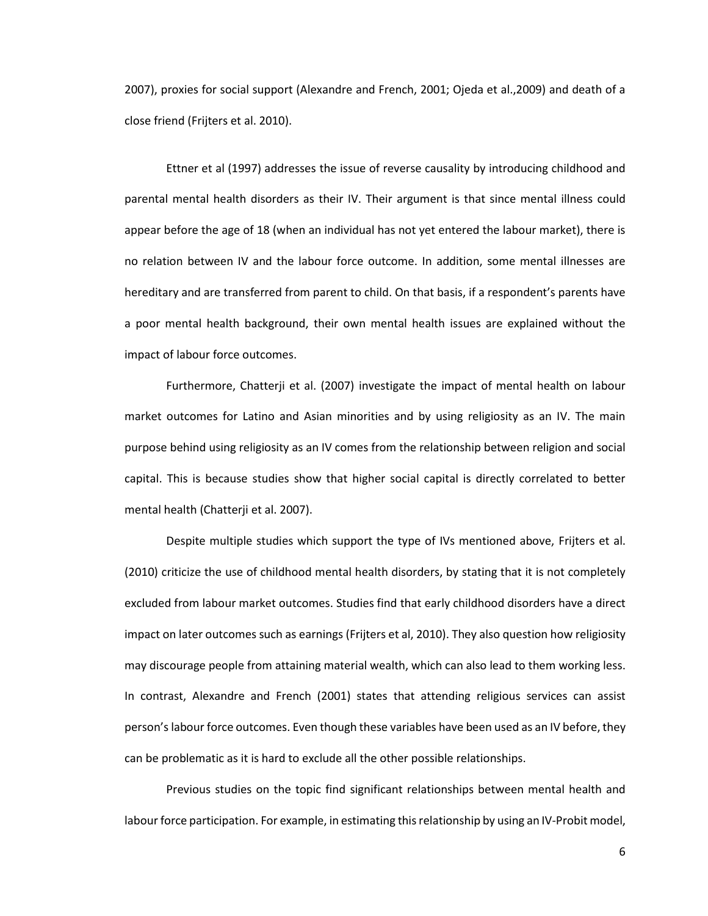2007), proxies for social support (Alexandre and French, 2001; Ojeda et al.,2009) and death of a close friend (Frijters et al. 2010).

Ettner et al (1997) addresses the issue of reverse causality by introducing childhood and parental mental health disorders as their IV. Their argument is that since mental illness could appear before the age of 18 (when an individual has not yet entered the labour market), there is no relation between IV and the labour force outcome. In addition, some mental illnesses are hereditary and are transferred from parent to child. On that basis, if a respondent's parents have a poor mental health background, their own mental health issues are explained without the impact of labour force outcomes.

Furthermore, Chatterji et al. (2007) investigate the impact of mental health on labour market outcomes for Latino and Asian minorities and by using religiosity as an IV. The main purpose behind using religiosity as an IV comes from the relationship between religion and social capital. This is because studies show that higher social capital is directly correlated to better mental health (Chatterji et al. 2007).

Despite multiple studies which support the type of IVs mentioned above, Frijters et al. (2010) criticize the use of childhood mental health disorders, by stating that it is not completely excluded from labour market outcomes. Studies find that early childhood disorders have a direct impact on later outcomes such as earnings (Frijters et al, 2010). They also question how religiosity may discourage people from attaining material wealth, which can also lead to them working less. In contrast, Alexandre and French (2001) states that attending religious services can assist person's labour force outcomes. Even though these variables have been used as an IV before, they can be problematic as it is hard to exclude all the other possible relationships.

Previous studies on the topic find significant relationships between mental health and labour force participation. For example, in estimating this relationship by using an IV-Probit model,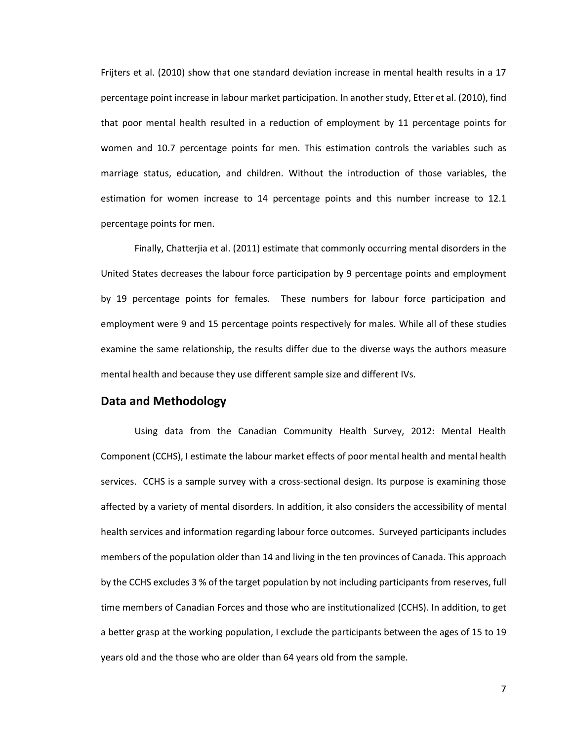Frijters et al. (2010) show that one standard deviation increase in mental health results in a 17 percentage point increase in labour market participation. In another study, Etter et al. (2010), find that poor mental health resulted in a reduction of employment by 11 percentage points for women and 10.7 percentage points for men. This estimation controls the variables such as marriage status, education, and children. Without the introduction of those variables, the estimation for women increase to 14 percentage points and this number increase to 12.1 percentage points for men.

Finally, Chatterjia et al. (2011) estimate that commonly occurring mental disorders in the United States decreases the labour force participation by 9 percentage points and employment by 19 percentage points for females. These numbers for labour force participation and employment were 9 and 15 percentage points respectively for males. While all of these studies examine the same relationship, the results differ due to the diverse ways the authors measure mental health and because they use different sample size and different IVs.

## Data and Methodology

Using data from the Canadian Community Health Survey, 2012: Mental Health Component (CCHS), I estimate the labour market effects of poor mental health and mental health services. CCHS is a sample survey with a cross-sectional design. Its purpose is examining those affected by a variety of mental disorders. In addition, it also considers the accessibility of mental health services and information regarding labour force outcomes. Surveyed participants includes members of the population older than 14 and living in the ten provinces of Canada. This approach by the CCHS excludes 3 % of the target population by not including participants from reserves, full time members of Canadian Forces and those who are institutionalized (CCHS). In addition, to get a better grasp at the working population, I exclude the participants between the ages of 15 to 19 years old and the those who are older than 64 years old from the sample.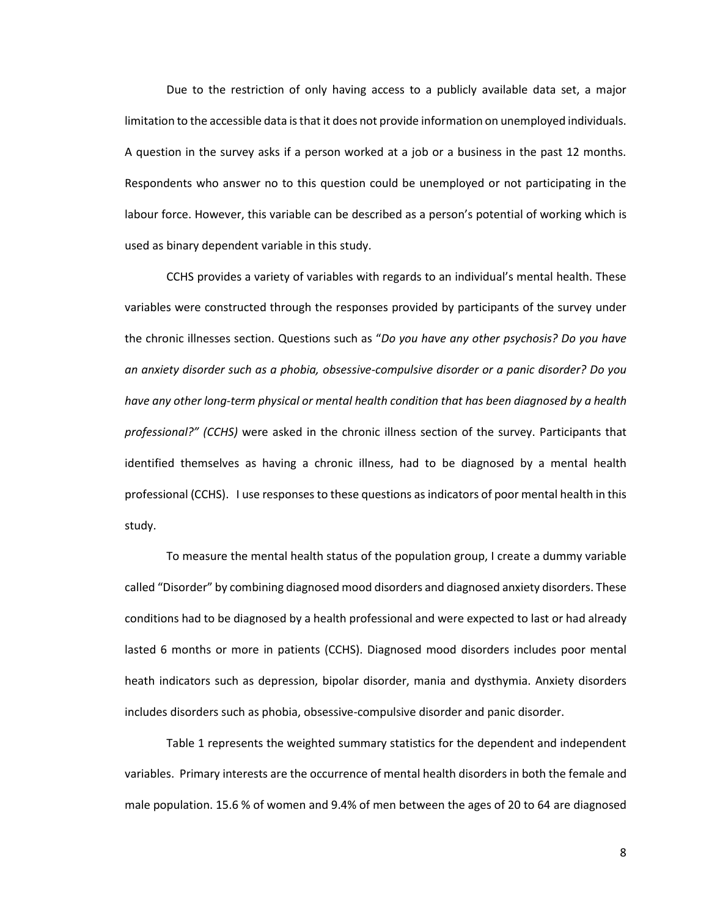Due to the restriction of only having access to a publicly available data set, a major limitation to the accessible data is that it does not provide information on unemployed individuals. A question in the survey asks if a person worked at a job or a business in the past 12 months. Respondents who answer no to this question could be unemployed or not participating in the labour force. However, this variable can be described as a person's potential of working which is used as binary dependent variable in this study.

CCHS provides a variety of variables with regards to an individual's mental health. These variables were constructed through the responses provided by participants of the survey under the chronic illnesses section. Questions such as "*Do you have any other psychosis? Do you have an anxiety disorder such as a phobia, obsessive-compulsive disorder or a panic disorder? Do you have any other long-term physical or mental health condition that has been diagnosed by a health professional?" (CCHS)* were asked in the chronic illness section of the survey. Participants that identified themselves as having a chronic illness, had to be diagnosed by a mental health professional (CCHS). I use responses to these questions as indicators of poor mental health in this study.

To measure the mental health status of the population group, I create a dummy variable called "Disorder" by combining diagnosed mood disorders and diagnosed anxiety disorders. These conditions had to be diagnosed by a health professional and were expected to last or had already lasted 6 months or more in patients (CCHS). Diagnosed mood disorders includes poor mental heath indicators such as depression, bipolar disorder, mania and dysthymia. Anxiety disorders includes disorders such as phobia, obsessive-compulsive disorder and panic disorder.

Table 1 represents the weighted summary statistics for the dependent and independent variables. Primary interests are the occurrence of mental health disorders in both the female and male population. 15.6 % of women and 9.4% of men between the ages of 20 to 64 are diagnosed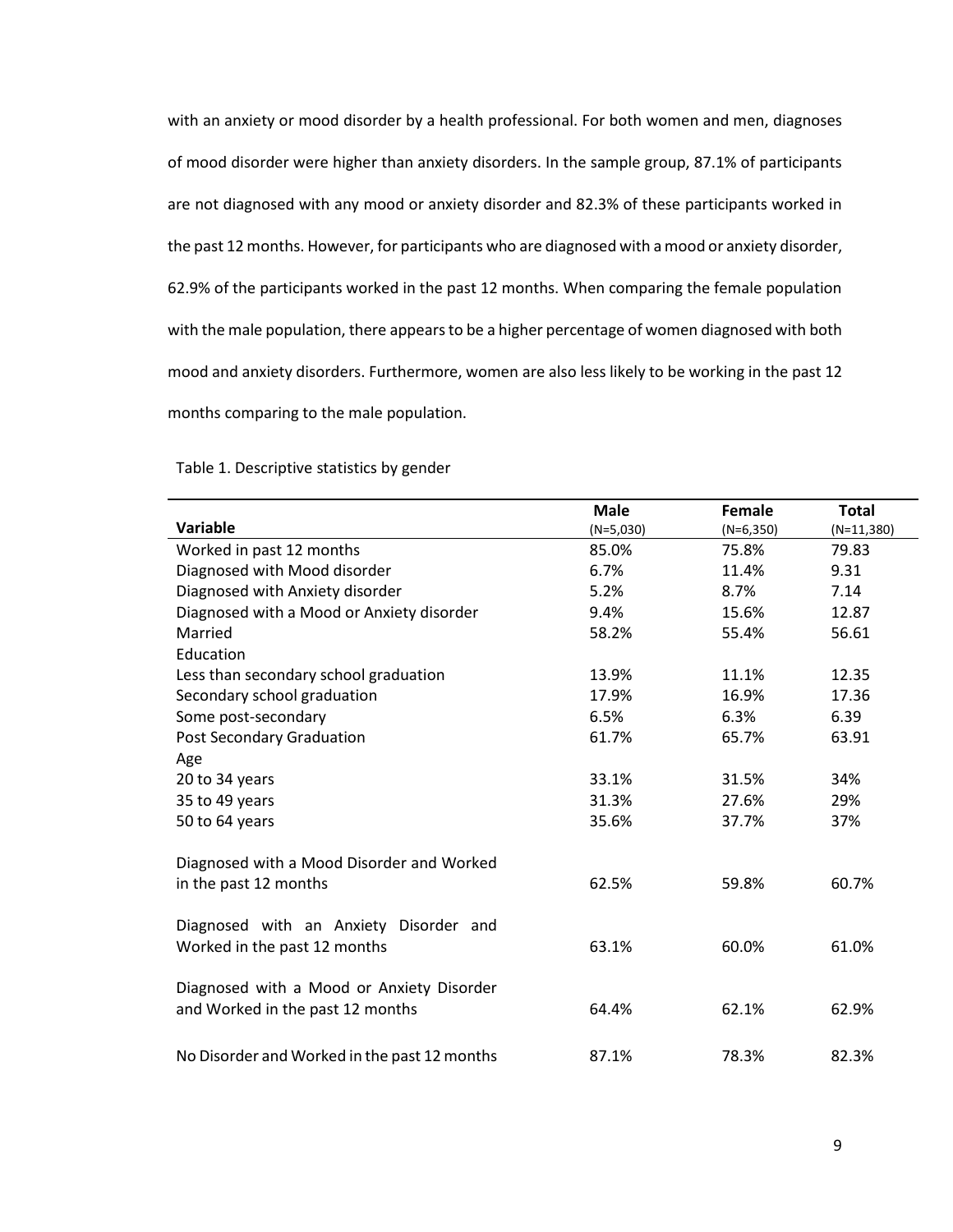with an anxiety or mood disorder by a health professional. For both women and men, diagnoses of mood disorder were higher than anxiety disorders. In the sample group, 87.1% of participants are not diagnosed with any mood or anxiety disorder and 82.3% of these participants worked in the past 12 months. However, for participants who are diagnosed with a mood or anxiety disorder, 62.9% of the participants worked in the past 12 months. When comparing the female population with the male population, there appears to be a higher percentage of women diagnosed with both mood and anxiety disorders. Furthermore, women are also less likely to be working in the past 12 months comparing to the male population.

Table 1. Descriptive statistics by gender

| **Variable** | **Male** (N=5,030) | **Female** (N=6,350) | **Total** (N=11,380) |
|---|---|---|---|
| Worked in past 12 months | 85.0% | 75.8% | 79.83 |
| Diagnosed with Mood disorder | 6.7% | 11.4% | 9.31 |
| Diagnosed with Anxiety disorder | 5.2% | 8.7% | 7.14 |
| Diagnosed with a Mood or Anxiety disorder | 9.4% | 15.6% | 12.87 |
| Married | 58.2% | 55.4% | 56.61 |
| Education | | | |
| Less than secondary school graduation | 13.9% | 11.1% | 12.35 |
| Secondary school graduation | 17.9% | 16.9% | 17.36 |
| Some post-secondary | 6.5% | 6.3% | 6.39 |
| Post Secondary Graduation | 61.7% | 65.7% | 63.91 |
| Age | | | |
| 20 to 34 years | 33.1% | 31.5% | 34% |
| 35 to 49 years | 31.3% | 27.6% | 29% |
| 50 to 64 years | 35.6% | 37.7% | 37% |
| Diagnosed with a Mood Disorder and Worked in the past 12 months | 62.5% | 59.8% | 60.7% |
| Diagnosed with an Anxiety Disorder and Worked in the past 12 months | 63.1% | 60.0% | 61.0% |
| Diagnosed with a Mood or Anxiety Disorder and Worked in the past 12 months | 64.4% | 62.1% | 62.9% |
| No Disorder and Worked in the past 12 months | 87.1% | 78.3% | 82.3% |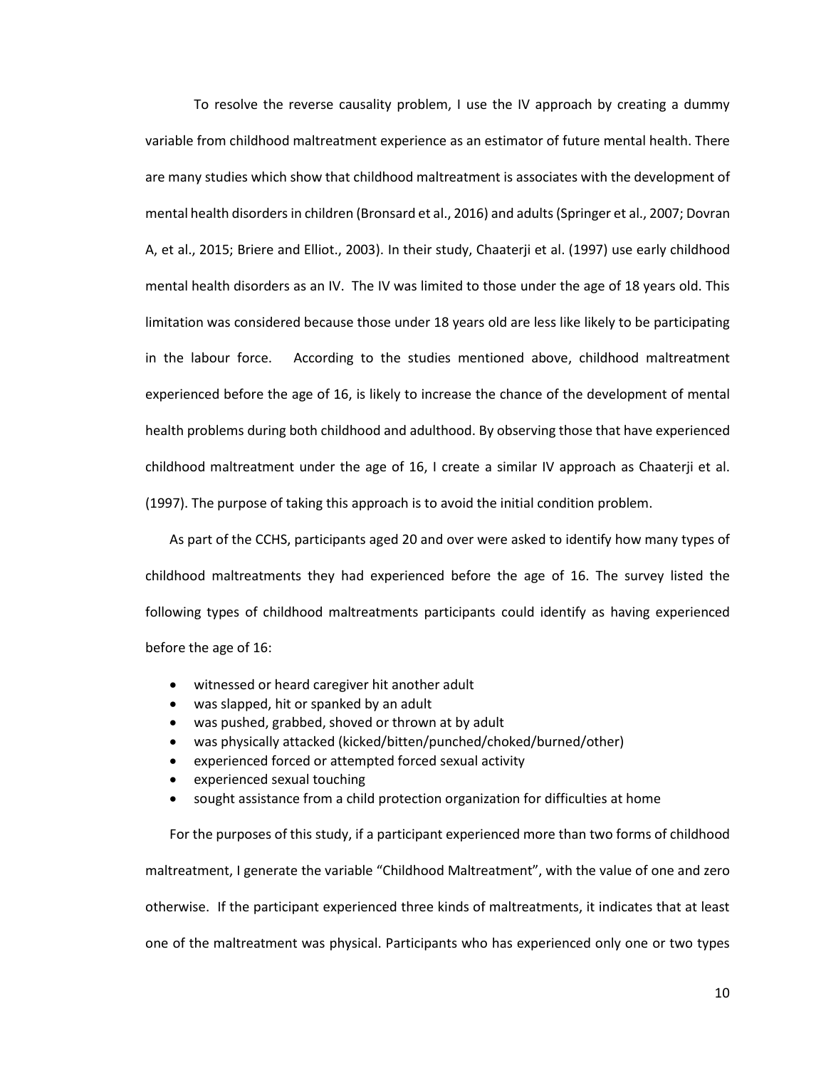To resolve the reverse causality problem, I use the IV approach by creating a dummy variable from childhood maltreatment experience as an estimator of future mental health. There are many studies which show that childhood maltreatment is associates with the development of mental health disorders in children (Bronsard et al., 2016) and adults (Springer et al., 2007; Dovran A, et al., 2015; Briere and Elliot., 2003). In their study, Chaaterji et al. (1997) use early childhood mental health disorders as an IV. The IV was limited to those under the age of 18 years old. This limitation was considered because those under 18 years old are less like likely to be participating in the labour force. According to the studies mentioned above, childhood maltreatment experienced before the age of 16, is likely to increase the chance of the development of mental health problems during both childhood and adulthood. By observing those that have experienced childhood maltreatment under the age of 16, I create a similar IV approach as Chaaterji et al. (1997). The purpose of taking this approach is to avoid the initial condition problem.

As part of the CCHS, participants aged 20 and over were asked to identify how many types of childhood maltreatments they had experienced before the age of 16. The survey listed the following types of childhood maltreatments participants could identify as having experienced before the age of 16:

- witnessed or heard caregiver hit another adult
- was slapped, hit or spanked by an adult
- was pushed, grabbed, shoved or thrown at by adult
- was physically attacked (kicked/bitten/punched/choked/burned/other)
- experienced forced or attempted forced sexual activity
- experienced sexual touching
- sought assistance from a child protection organization for difficulties at home

For the purposes of this study, if a participant experienced more than two forms of childhood maltreatment, I generate the variable "Childhood Maltreatment", with the value of one and zero otherwise. If the participant experienced three kinds of maltreatments, it indicates that at least one of the maltreatment was physical. Participants who has experienced only one or two types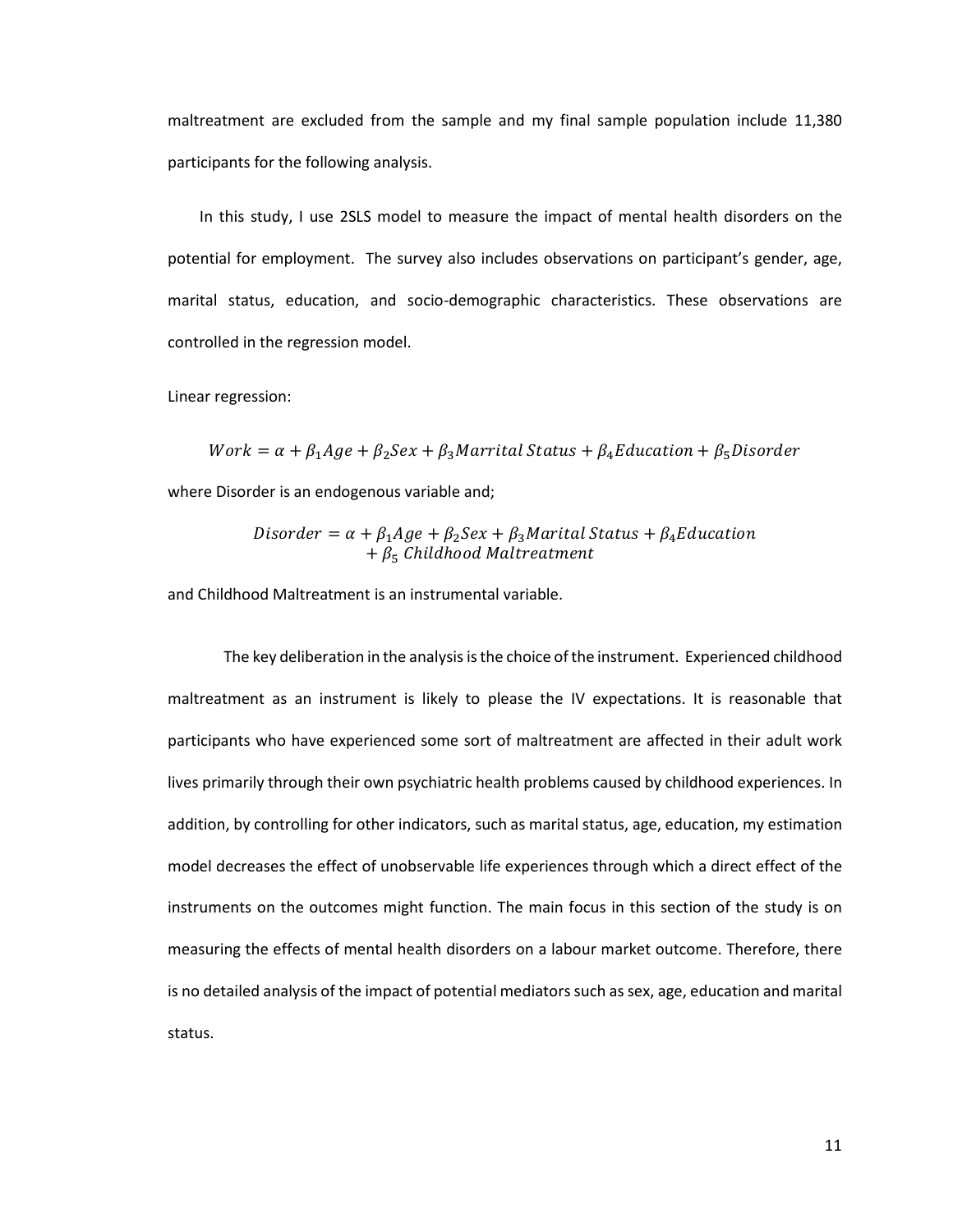maltreatment are excluded from the sample and my final sample population include 11,380 participants for the following analysis.

In this study, I use 2SLS model to measure the impact of mental health disorders on the potential for employment. The survey also includes observations on participant's gender, age, marital status, education, and socio-demographic characteristics. These observations are controlled in the regression model.

Linear regression:

$$Work = \alpha + \beta_1 Age + \beta_2 Sex + \beta_3 Marrital\ Status + \beta_4 Education + \beta_5 Disorder$$

where Disorder is an endogenous variable and;

$$Disorder = \alpha + \beta_1 Age + \beta_2 Sex + \beta_3 Marital\ Status + \beta_4 Education + \beta_5\ Childhood\ Maltreatment$$

and Childhood Maltreatment is an instrumental variable.

The key deliberation in the analysis is the choice of the instrument. Experienced childhood maltreatment as an instrument is likely to please the IV expectations. It is reasonable that participants who have experienced some sort of maltreatment are affected in their adult work lives primarily through their own psychiatric health problems caused by childhood experiences. In addition, by controlling for other indicators, such as marital status, age, education, my estimation model decreases the effect of unobservable life experiences through which a direct effect of the instruments on the outcomes might function. The main focus in this section of the study is on measuring the effects of mental health disorders on a labour market outcome. Therefore, there is no detailed analysis of the impact of potential mediators such as sex, age, education and marital status.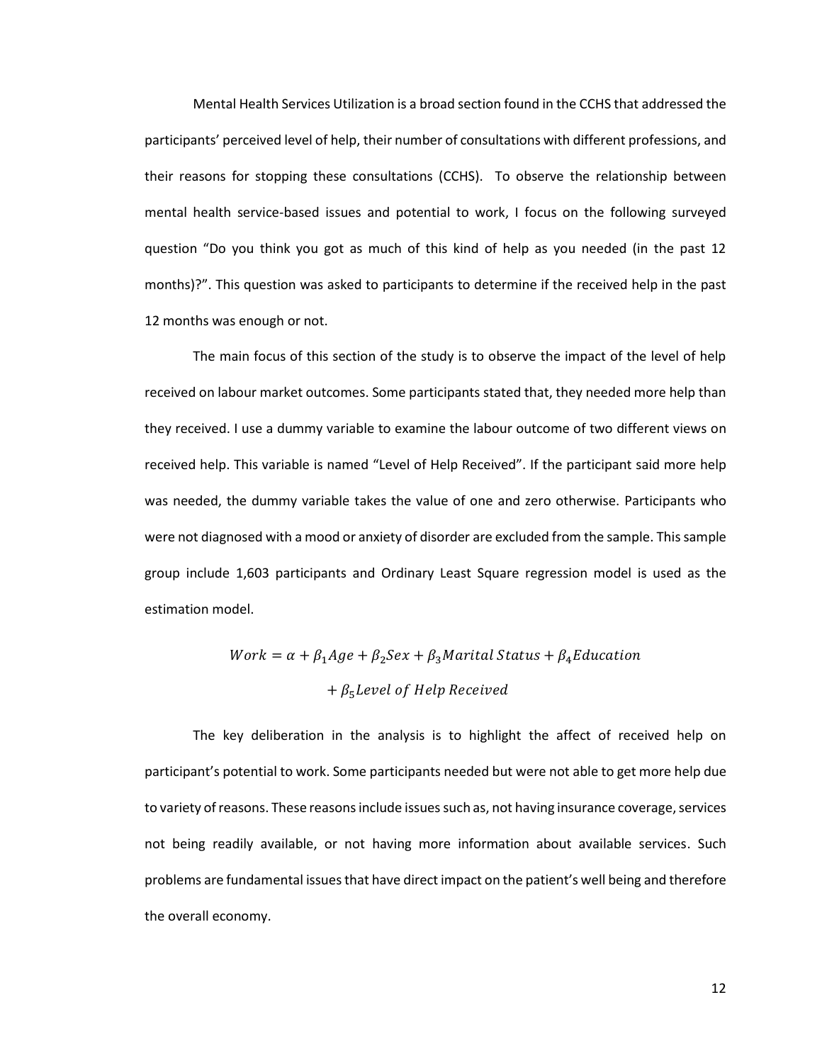Mental Health Services Utilization is a broad section found in the CCHS that addressed the participants' perceived level of help, their number of consultations with different professions, and their reasons for stopping these consultations (CCHS). To observe the relationship between mental health service-based issues and potential to work, I focus on the following surveyed question "Do you think you got as much of this kind of help as you needed (in the past 12 months)?". This question was asked to participants to determine if the received help in the past 12 months was enough or not.

The main focus of this section of the study is to observe the impact of the level of help received on labour market outcomes. Some participants stated that, they needed more help than they received. I use a dummy variable to examine the labour outcome of two different views on received help. This variable is named "Level of Help Received". If the participant said more help was needed, the dummy variable takes the value of one and zero otherwise. Participants who were not diagnosed with a mood or anxiety of disorder are excluded from the sample. This sample group include 1,603 participants and Ordinary Least Square regression model is used as the estimation model.

$$Work = \alpha + \beta_1 Age + \beta_2 Sex + \beta_3 Marital\ Status + \beta_4 Education + \beta_5 Level\ of\ Help\ Received$$

The key deliberation in the analysis is to highlight the affect of received help on participant's potential to work. Some participants needed but were not able to get more help due to variety of reasons. These reasons include issues such as, not having insurance coverage, services not being readily available, or not having more information about available services. Such problems are fundamental issues that have direct impact on the patient's well being and therefore the overall economy.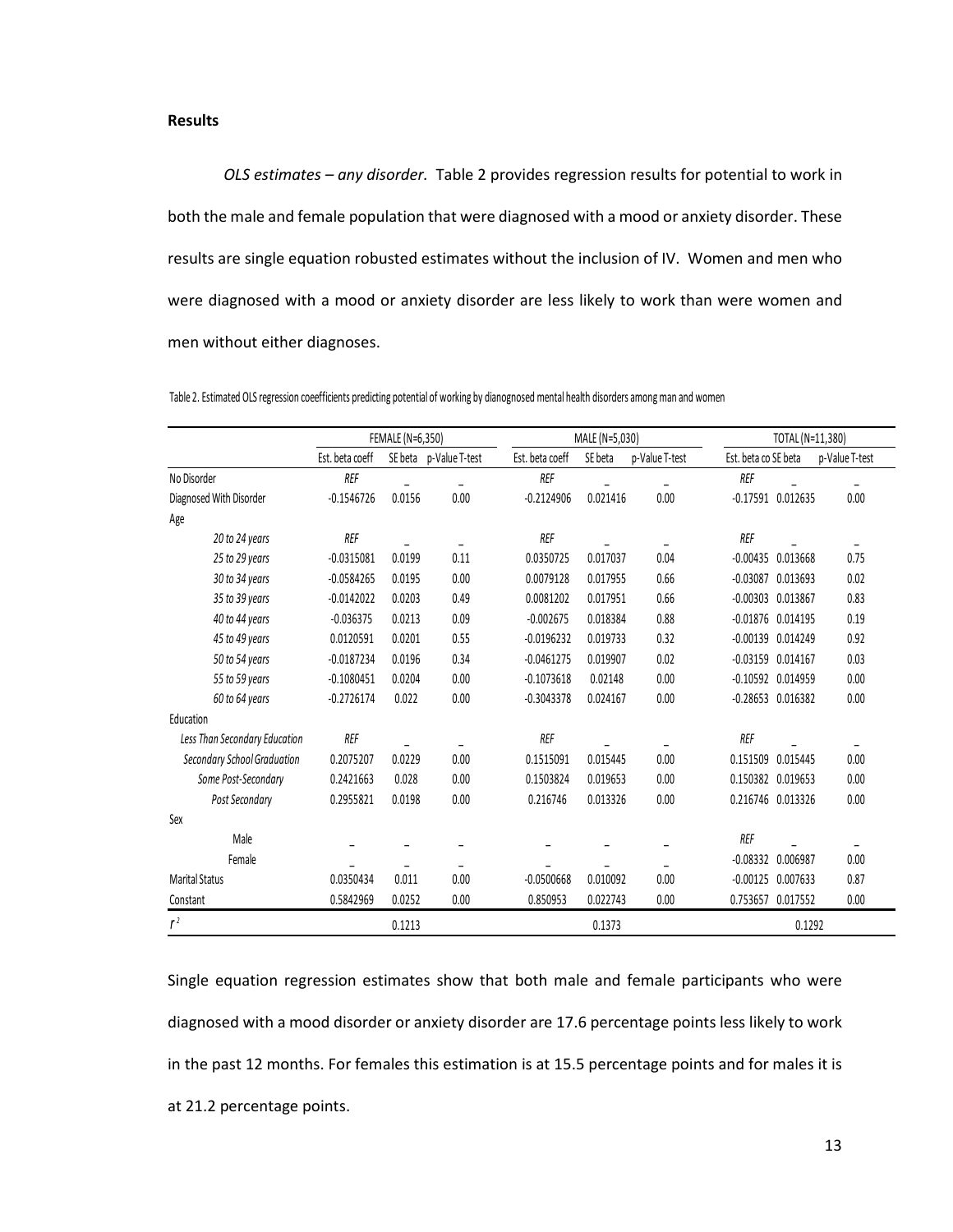**Results**

*OLS estimates – any disorder.* Table 2 provides regression results for potential to work in both the male and female population that were diagnosed with a mood or anxiety disorder. These results are single equation robusted estimates without the inclusion of IV. Women and men who were diagnosed with a mood or anxiety disorder are less likely to work than were women and men without either diagnoses.

Table 2. Estimated OLS regression coeefficients predicting potential of working by dianognosed mental health disorders among man and women

| | FEMALE (N=6,350) | | | MALE (N=5,030) | | | TOTAL (N=11,380) | | |
|---|---|---|---|---|---|---|---|---|---|
| | Est. beta coeff | SE beta | p-Value T-test | Est. beta coeff | SE beta | p-Value T-test | Est. beta co | SE beta | p-Value T-test |
| No Disorder | *REF* | _ | _ | *REF* | _ | _ | *REF* | _ | _ |
| Diagnosed With Disorder | -0.1546726 | 0.0156 | 0.00 | -0.2124906 | 0.021416 | 0.00 | -0.17591 | 0.012635 | 0.00 |
| Age | | | | | | | | | |
| *20 to 24 years* | *REF* | _ | _ | *REF* | _ | _ | *REF* | _ | _ |
| *25 to 29 years* | -0.0315081 | 0.0199 | 0.11 | 0.0350725 | 0.017037 | 0.04 | -0.00435 | 0.013668 | 0.75 |
| *30 to 34 years* | -0.0584265 | 0.0195 | 0.00 | 0.0079128 | 0.017955 | 0.66 | -0.03087 | 0.013693 | 0.02 |
| *35 to 39 years* | -0.0142022 | 0.0203 | 0.49 | 0.0081202 | 0.017951 | 0.66 | -0.00303 | 0.013867 | 0.83 |
| *40 to 44 years* | -0.036375 | 0.0213 | 0.09 | -0.002675 | 0.018384 | 0.88 | -0.01876 | 0.014195 | 0.19 |
| *45 to 49 years* | 0.0120591 | 0.0201 | 0.55 | -0.0196232 | 0.019733 | 0.32 | -0.00139 | 0.014249 | 0.92 |
| *50 to 54 years* | -0.0187234 | 0.0196 | 0.34 | -0.0461275 | 0.019907 | 0.02 | -0.03159 | 0.014167 | 0.03 |
| *55 to 59 years* | -0.1080451 | 0.0204 | 0.00 | -0.1073618 | 0.02148 | 0.00 | -0.10592 | 0.014959 | 0.00 |
| *60 to 64 years* | -0.2726174 | 0.022 | 0.00 | -0.3043378 | 0.024167 | 0.00 | -0.28653 | 0.016382 | 0.00 |
| Education | | | | | | | | | |
| *Less Than Secondary Education* | *REF* | _ | _ | *REF* | _ | _ | *REF* | _ | _ |
| *Secondary School Graduation* | 0.2075207 | 0.0229 | 0.00 | 0.1515091 | 0.015445 | 0.00 | 0.151509 | 0.015445 | 0.00 |
| *Some Post-Secondary* | 0.2421663 | 0.028 | 0.00 | 0.1503824 | 0.019653 | 0.00 | 0.150382 | 0.019653 | 0.00 |
| *Post Secondary* | 0.2955821 | 0.0198 | 0.00 | 0.216746 | 0.013326 | 0.00 | 0.216746 | 0.013326 | 0.00 |
| Sex | | | | | | | | | |
| Male | _ | _ | _ | _ | _ | _ | *REF* | _ | _ |
| Female | _ | _ | _ | _ | _ | _ | -0.08332 | 0.006987 | 0.00 |
| Marital Status | 0.0350434 | 0.011 | 0.00 | -0.0500668 | 0.010092 | 0.00 | -0.00125 | 0.007633 | 0.87 |
| Constant | 0.5842969 | 0.0252 | 0.00 | 0.850953 | 0.022743 | 0.00 | 0.753657 | 0.017552 | 0.00 |
| $r^2$ | | 0.1213 | | | 0.1373 | | | 0.1292 | |

Single equation regression estimates show that both male and female participants who were diagnosed with a mood disorder or anxiety disorder are 17.6 percentage points less likely to work in the past 12 months. For females this estimation is at 15.5 percentage points and for males it is at 21.2 percentage points.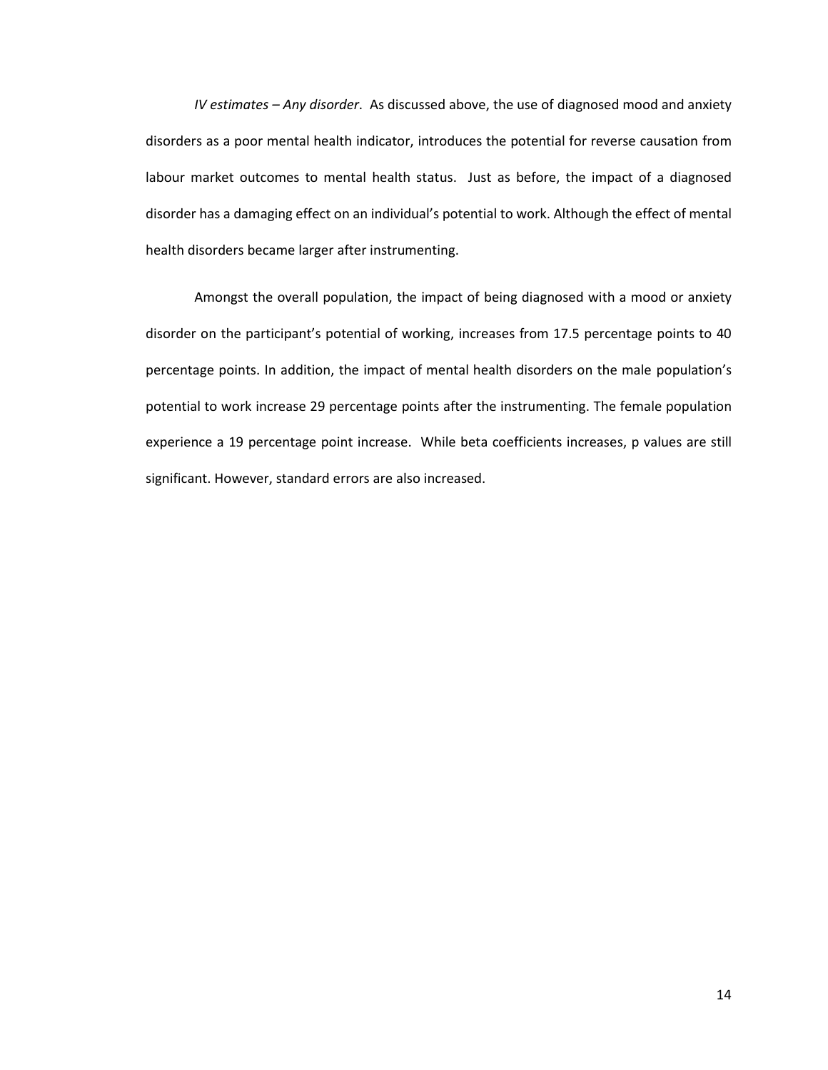*IV estimates – Any disorder*. As discussed above, the use of diagnosed mood and anxiety disorders as a poor mental health indicator, introduces the potential for reverse causation from labour market outcomes to mental health status. Just as before, the impact of a diagnosed disorder has a damaging effect on an individual's potential to work. Although the effect of mental health disorders became larger after instrumenting.

Amongst the overall population, the impact of being diagnosed with a mood or anxiety disorder on the participant's potential of working, increases from 17.5 percentage points to 40 percentage points. In addition, the impact of mental health disorders on the male population's potential to work increase 29 percentage points after the instrumenting. The female population experience a 19 percentage point increase. While beta coefficients increases, p values are still significant. However, standard errors are also increased.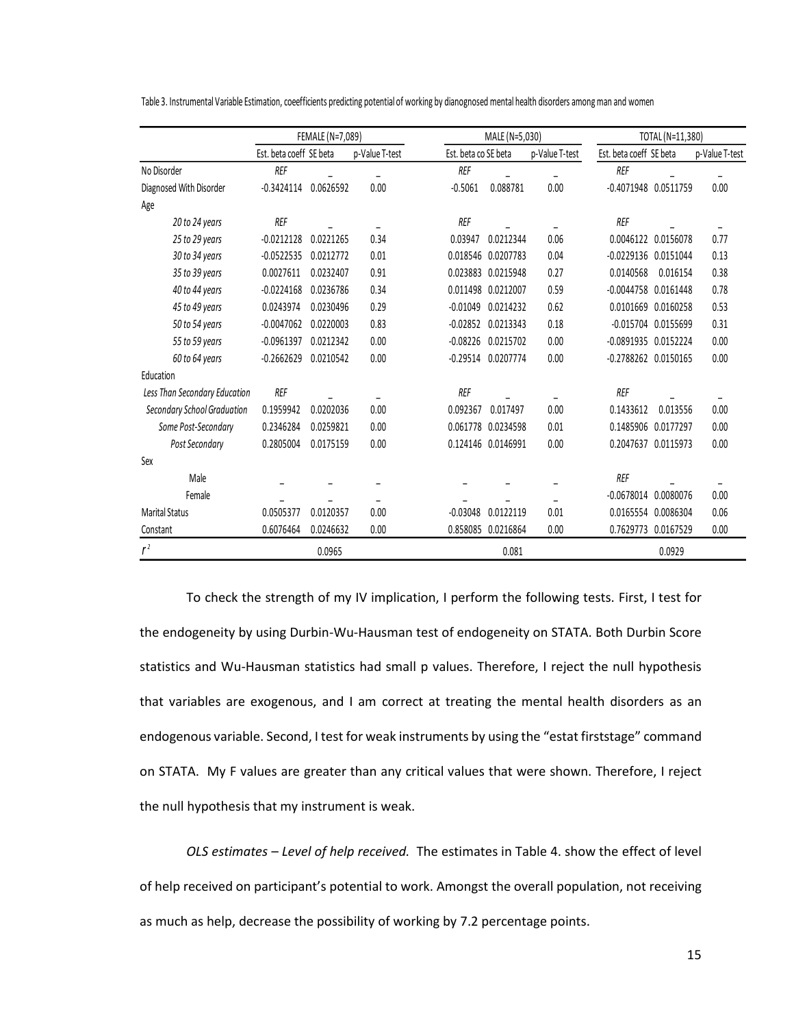Table 3. Instrumental Variable Estimation, coeefficients predicting potential of working by dianognosed mental health disorders among man and women

| | FEMALE (N=7,089) | | | MALE (N=5,030) | | | TOTAL (N=11,380) | | |
|---|---|---|---|---|---|---|---|---|---|
| | Est. beta coeff | SE beta | p-Value T-test | Est. beta co | SE beta | p-Value T-test | Est. beta coeff | SE beta | p-Value T-test |
| No Disorder | *REF* | _ | _ | *REF* | _ | _ | *REF* | _ | _ |
| Diagnosed With Disorder | -0.3424114 | 0.0626592 | 0.00 | -0.5061 | 0.088781 | 0.00 | -0.4071948 | 0.0511759 | 0.00 |
| Age | | | | | | | | | |
| *20 to 24 years* | *REF* | _ | _ | *REF* | _ | _ | *REF* | _ | _ |
| *25 to 29 years* | -0.0212128 | 0.0221265 | 0.34 | 0.03947 | 0.0212344 | 0.06 | 0.0046122 | 0.0156078 | 0.77 |
| *30 to 34 years* | -0.0522535 | 0.0212772 | 0.01 | 0.018546 | 0.0207783 | 0.04 | -0.0229136 | 0.0151044 | 0.13 |
| *35 to 39 years* | 0.0027611 | 0.0232407 | 0.91 | 0.023883 | 0.0215948 | 0.27 | 0.0140568 | 0.016154 | 0.38 |
| *40 to 44 years* | -0.0224168 | 0.0236786 | 0.34 | 0.011498 | 0.0212007 | 0.59 | -0.0044758 | 0.0161448 | 0.78 |
| *45 to 49 years* | 0.0243974 | 0.0230496 | 0.29 | -0.01049 | 0.0214232 | 0.62 | 0.0101669 | 0.0160258 | 0.53 |
| *50 to 54 years* | -0.0047062 | 0.0220003 | 0.83 | -0.02852 | 0.0213343 | 0.18 | -0.015704 | 0.0155699 | 0.31 |
| *55 to 59 years* | -0.0961397 | 0.0212342 | 0.00 | -0.08226 | 0.0215702 | 0.00 | -0.0891935 | 0.0152224 | 0.00 |
| *60 to 64 years* | -0.2662629 | 0.0210542 | 0.00 | -0.29514 | 0.0207774 | 0.00 | -0.2788262 | 0.0150165 | 0.00 |
| Education | | | | | | | | | |
| *Less Than Secondary Education* | *REF* | _ | _ | *REF* | _ | _ | *REF* | _ | _ |
| *Secondary School Graduation* | 0.1959942 | 0.0202036 | 0.00 | 0.092367 | 0.017497 | 0.00 | 0.1433612 | 0.013556 | 0.00 |
| *Some Post-Secondary* | 0.2346284 | 0.0259821 | 0.00 | 0.061778 | 0.0234598 | 0.01 | 0.1485906 | 0.0177297 | 0.00 |
| *Post Secondary* | 0.2805004 | 0.0175159 | 0.00 | 0.124146 | 0.0146991 | 0.00 | 0.2047637 | 0.0115973 | 0.00 |
| Sex | | | | | | | | | |
| Male | _ | _ | _ | _ | _ | _ | *REF* | _ | _ |
| Female | _ | _ | _ | _ | _ | _ | -0.0678014 | 0.0080076 | 0.00 |
| Marital Status | 0.0505377 | 0.0120357 | 0.00 | -0.03048 | 0.0122119 | 0.01 | 0.0165554 | 0.0086304 | 0.06 |
| Constant | 0.6076464 | 0.0246632 | 0.00 | 0.858085 | 0.0216864 | 0.00 | 0.7629773 | 0.0167529 | 0.00 |
| $r^2$ | | 0.0965 | | | 0.081 | | | 0.0929 | |

To check the strength of my IV implication, I perform the following tests. First, I test for the endogeneity by using Durbin-Wu-Hausman test of endogeneity on STATA. Both Durbin Score statistics and Wu-Hausman statistics had small p values. Therefore, I reject the null hypothesis that variables are exogenous, and I am correct at treating the mental health disorders as an endogenous variable. Second, I test for weak instruments by using the "estat firststage" command on STATA. My F values are greater than any critical values that were shown. Therefore, I reject the null hypothesis that my instrument is weak.

*OLS estimates – Level of help received.* The estimates in Table 4. show the effect of level of help received on participant's potential to work. Amongst the overall population, not receiving as much as help, decrease the possibility of working by 7.2 percentage points.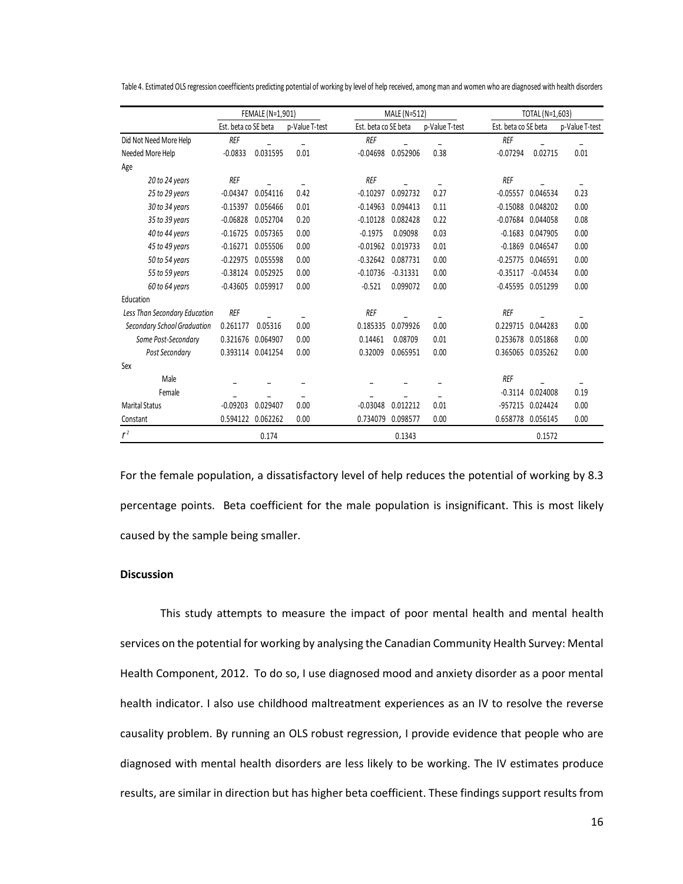Table 4. Estimated OLS regression coeefficients predicting potential of working by level of help received, among man and women who are diagnosed with health disorders

| | FEMALE (N=1,901) | | | MALE (N=512) | | | TOTAL (N=1,603) | | |
|---|---|---|---|---|---|---|---|---|---|
| | Est. beta co | SE beta | p-Value T-test | Est. beta co | SE beta | p-Value T-test | Est. beta co | SE beta | p-Value T-test |
| Did Not Need More Help | *REF* | _ | _ | *REF* | _ | _ | *REF* | _ | _ |
| Needed More Help | -0.0833 | 0.031595 | 0.01 | -0.04698 | 0.052906 | 0.38 | -0.07294 | 0.02715 | 0.01 |
| Age | | | | | | | | | |
| *20 to 24 years* | *REF* | _ | _ | *REF* | _ | _ | *REF* | _ | _ |
| *25 to 29 years* | -0.04347 | 0.054116 | 0.42 | -0.10297 | 0.092732 | 0.27 | -0.05557 | 0.046534 | 0.23 |
| *30 to 34 years* | -0.15397 | 0.056466 | 0.01 | -0.14963 | 0.094413 | 0.11 | -0.15088 | 0.048202 | 0.00 |
| *35 to 39 years* | -0.06828 | 0.052704 | 0.20 | -0.10128 | 0.082428 | 0.22 | -0.07684 | 0.044058 | 0.08 |
| *40 to 44 years* | -0.16725 | 0.057365 | 0.00 | -0.1975 | 0.09098 | 0.03 | -0.1683 | 0.047905 | 0.00 |
| *45 to 49 years* | -0.16271 | 0.055506 | 0.00 | -0.01962 | 0.019733 | 0.01 | -0.1869 | 0.046547 | 0.00 |
| *50 to 54 years* | -0.22975 | 0.055598 | 0.00 | -0.32642 | 0.087731 | 0.00 | -0.25775 | 0.046591 | 0.00 |
| *55 to 59 years* | -0.38124 | 0.052925 | 0.00 | -0.10736 | -0.31331 | 0.00 | -0.35117 | -0.04534 | 0.00 |
| *60 to 64 years* | -0.43605 | 0.059917 | 0.00 | -0.521 | 0.099072 | 0.00 | -0.45595 | 0.051299 | 0.00 |
| Education | | | | | | | | | |
| *Less Than Secondary Education* | *REF* | _ | _ | *REF* | _ | _ | *REF* | _ | _ |
| *Secondary School Graduation* | 0.261177 | 0.05316 | 0.00 | 0.185335 | 0.079926 | 0.00 | 0.229715 | 0.044283 | 0.00 |
| *Some Post-Secondary* | 0.321676 | 0.064907 | 0.00 | 0.14461 | 0.08709 | 0.01 | 0.253678 | 0.051868 | 0.00 |
| *Post Secondary* | 0.393114 | 0.041254 | 0.00 | 0.32009 | 0.065951 | 0.00 | 0.365065 | 0.035262 | 0.00 |
| Sex | | | | | | | | | |
| Male | _ | _ | _ | _ | _ | _ | *REF* | _ | _ |
| Female | _ | _ | _ | _ | _ | _ | -0.3114 | 0.024008 | 0.19 |
| Marital Status | -0.09203 | 0.029407 | 0.00 | -0.03048 | 0.012212 | 0.01 | -957215 | 0.024424 | 0.00 |
| Constant | 0.594122 | 0.062262 | 0.00 | 0.734079 | 0.098577 | 0.00 | 0.658778 | 0.056145 | 0.00 |
| $r^2$ | | 0.174 | | | 0.1343 | | | 0.1572 | |

For the female population, a dissatisfactory level of help reduces the potential of working by 8.3 percentage points. Beta coefficient for the male population is insignificant. This is most likely caused by the sample being smaller.

**Discussion**

This study attempts to measure the impact of poor mental health and mental health services on the potential for working by analysing the Canadian Community Health Survey: Mental Health Component, 2012. To do so, I use diagnosed mood and anxiety disorder as a poor mental health indicator. I also use childhood maltreatment experiences as an IV to resolve the reverse causality problem. By running an OLS robust regression, I provide evidence that people who are diagnosed with mental health disorders are less likely to be working. The IV estimates produce results, are similar in direction but has higher beta coefficient. These findings support results from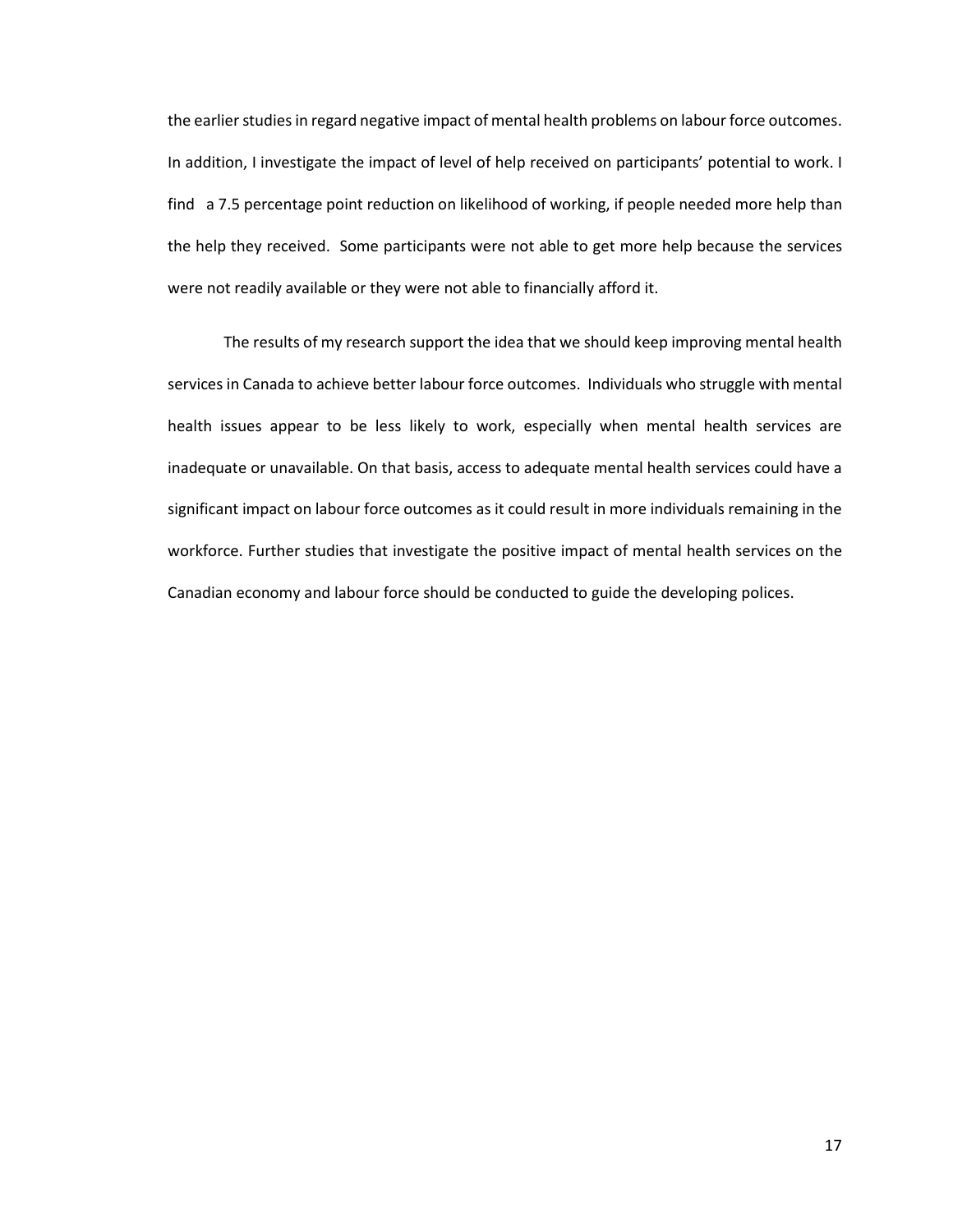the earlier studies in regard negative impact of mental health problems on labour force outcomes. In addition, I investigate the impact of level of help received on participants' potential to work. I find a 7.5 percentage point reduction on likelihood of working, if people needed more help than the help they received. Some participants were not able to get more help because the services were not readily available or they were not able to financially afford it.

The results of my research support the idea that we should keep improving mental health services in Canada to achieve better labour force outcomes. Individuals who struggle with mental health issues appear to be less likely to work, especially when mental health services are inadequate or unavailable. On that basis, access to adequate mental health services could have a significant impact on labour force outcomes as it could result in more individuals remaining in the workforce. Further studies that investigate the positive impact of mental health services on the Canadian economy and labour force should be conducted to guide the developing polices.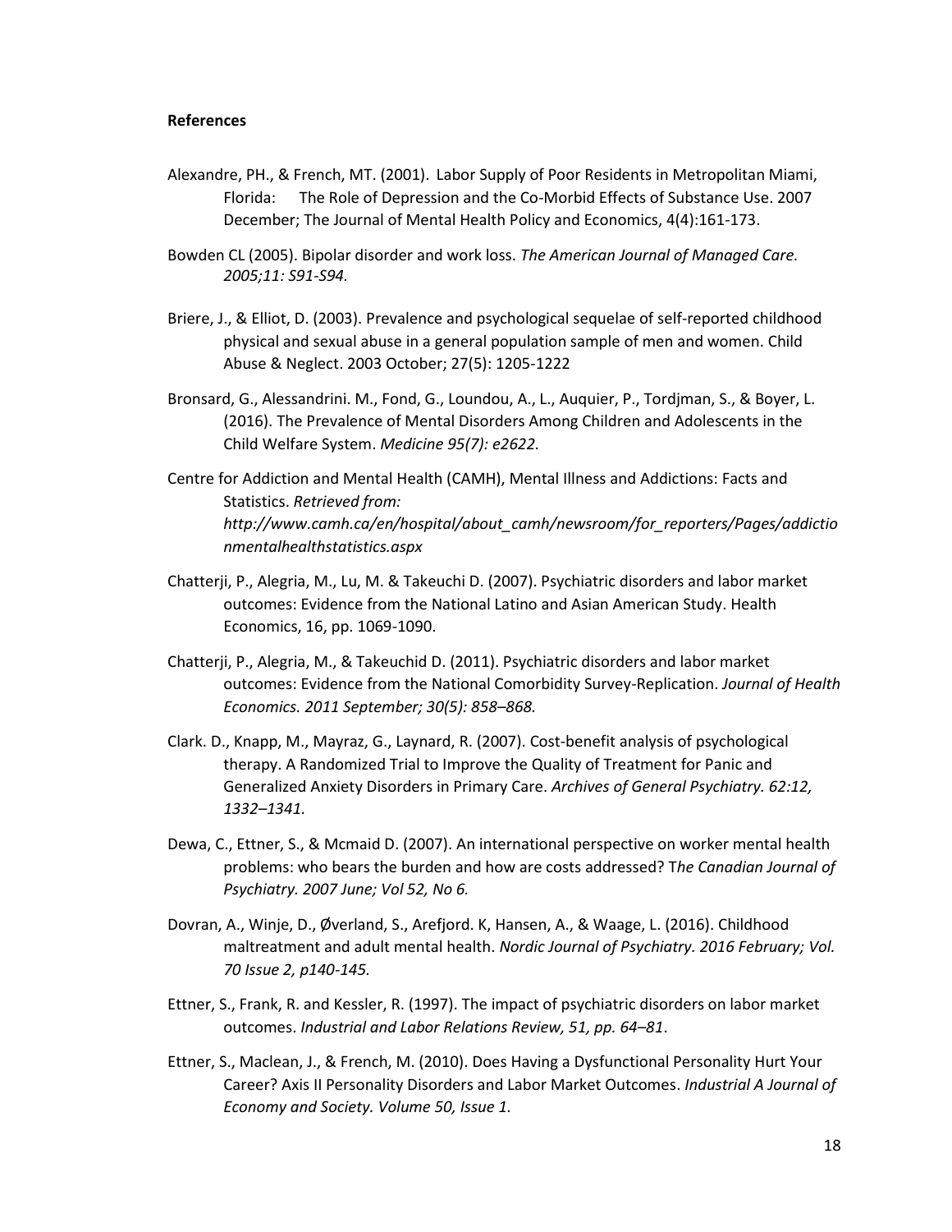**References**

Alexandre, PH., & French, MT. (2001). Labor Supply of Poor Residents in Metropolitan Miami, Florida: The Role of Depression and the Co-Morbid Effects of Substance Use. 2007 December; The Journal of Mental Health Policy and Economics, 4(4):161-173.

Bowden CL (2005). Bipolar disorder and work loss. *The American Journal of Managed Care. 2005;11: S91-S94.*

Briere, J., & Elliot, D. (2003). Prevalence and psychological sequelae of self-reported childhood physical and sexual abuse in a general population sample of men and women. Child Abuse & Neglect. 2003 October; 27(5): 1205-1222

Bronsard, G., Alessandrini. M., Fond, G., Loundou, A., L., Auquier, P., Tordjman, S., & Boyer, L. (2016). The Prevalence of Mental Disorders Among Children and Adolescents in the Child Welfare System. *Medicine 95(7): e2622.*

Centre for Addiction and Mental Health (CAMH), Mental Illness and Addictions: Facts and Statistics. *Retrieved from: http://www.camh.ca/en/hospital/about_camh/newsroom/for_reporters/Pages/addictionmentalhealthstatistics.aspx*

Chatterji, P., Alegria, M., Lu, M. & Takeuchi D. (2007). Psychiatric disorders and labor market outcomes: Evidence from the National Latino and Asian American Study. Health Economics, 16, pp. 1069-1090.

Chatterji, P., Alegria, M., & Takeuchid D. (2011). Psychiatric disorders and labor market outcomes: Evidence from the National Comorbidity Survey-Replication. *Journal of Health Economics. 2011 September; 30(5): 858–868.*

Clark. D., Knapp, M., Mayraz, G., Laynard, R. (2007). Cost-benefit analysis of psychological therapy. A Randomized Trial to Improve the Quality of Treatment for Panic and Generalized Anxiety Disorders in Primary Care. *Archives of General Psychiatry. 62:12, 1332–1341.*

Dewa, C., Ettner, S., & Mcmaid D. (2007). An international perspective on worker mental health problems: who bears the burden and how are costs addressed? T*he Canadian Journal of Psychiatry. 2007 June; Vol 52, No 6.*

Dovran, A., Winje, D., Øverland, S., Arefjord. K, Hansen, A., & Waage, L. (2016). Childhood maltreatment and adult mental health. *Nordic Journal of Psychiatry. 2016 February; Vol. 70 Issue 2, p140-145.*

Ettner, S., Frank, R. and Kessler, R. (1997). The impact of psychiatric disorders on labor market outcomes. *Industrial and Labor Relations Review, 51, pp. 64–81*.

Ettner, S., Maclean, J., & French, M. (2010). Does Having a Dysfunctional Personality Hurt Your Career? Axis II Personality Disorders and Labor Market Outcomes. *Industrial A Journal of Economy and Society. Volume 50, Issue 1.*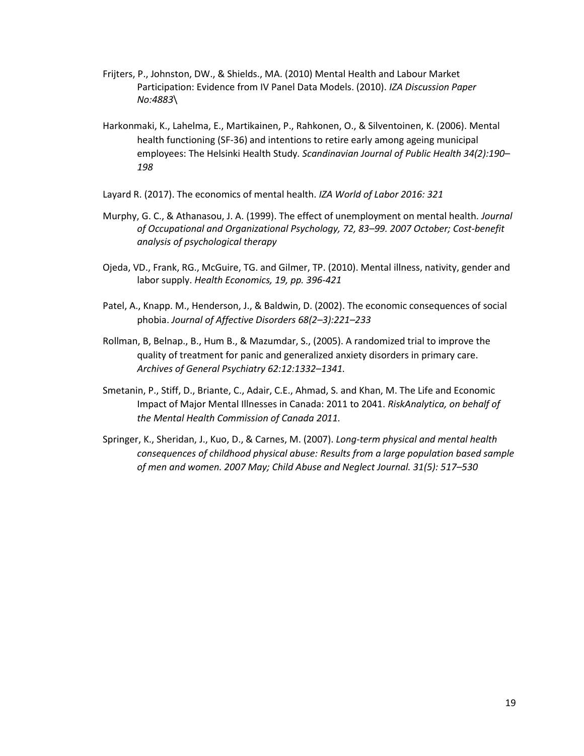Frijters, P., Johnston, DW., & Shields., MA. (2010) Mental Health and Labour Market Participation: Evidence from IV Panel Data Models. (2010). *IZA Discussion Paper No:4883\*

Harkonmaki, K., Lahelma, E., Martikainen, P., Rahkonen, O., & Silventoinen, K. (2006). Mental health functioning (SF-36) and intentions to retire early among ageing municipal employees: The Helsinki Health Study. *Scandinavian Journal of Public Health 34(2):190–198*

Layard R. (2017). The economics of mental health. *IZA World of Labor 2016: 321*

Murphy, G. C., & Athanasou, J. A. (1999). The effect of unemployment on mental health. *Journal of Occupational and Organizational Psychology, 72, 83–99. 2007 October; Cost-benefit analysis of psychological therapy*

Ojeda, VD., Frank, RG., McGuire, TG. and Gilmer, TP. (2010). Mental illness, nativity, gender and labor supply. *Health Economics, 19, pp. 396-421*

Patel, A., Knapp. M., Henderson, J., & Baldwin, D. (2002). The economic consequences of social phobia. *Journal of Affective Disorders 68(2–3):221–233*

Rollman, B, Belnap., B., Hum B., & Mazumdar, S., (2005). A randomized trial to improve the quality of treatment for panic and generalized anxiety disorders in primary care. *Archives of General Psychiatry 62:12:1332–1341.*

Smetanin, P., Stiff, D., Briante, C., Adair, C.E., Ahmad, S. and Khan, M. The Life and Economic Impact of Major Mental Illnesses in Canada: 2011 to 2041. *RiskAnalytica, on behalf of the Mental Health Commission of Canada 2011.*

Springer, K., Sheridan, J., Kuo, D., & Carnes, M. (2007). *Long-term physical and mental health consequences of childhood physical abuse: Results from a large population based sample of men and women. 2007 May; Child Abuse and Neglect Journal. 31(5): 517–530*